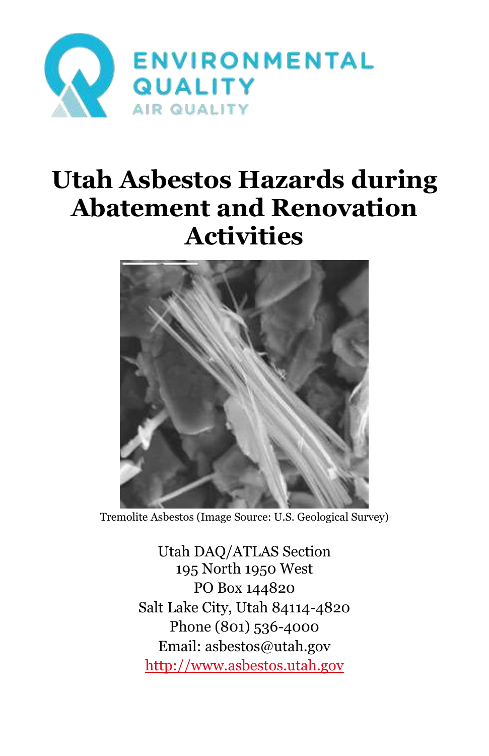ENVIRONMENTAL QUALITY

AIR QUALITY

# Utah Asbestos Hazards during Abatement and Renovation Activities

Tremolite Asbestos (Image Source: U.S. Geological Survey)

Utah DAQ/ATLAS Section
195 North 1950 West
PO Box 144820
Salt Lake City, Utah 84114-4820
Phone (801) 536-4000
Email: asbestos@utah.gov
http://www.asbestos.utah.gov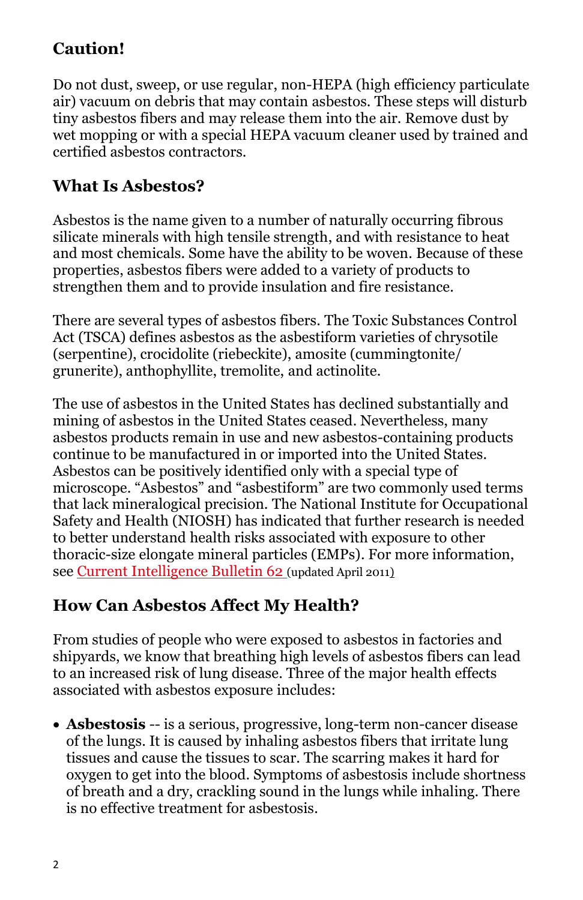## Caution!

Do not dust, sweep, or use regular, non-HEPA (high efficiency particulate air) vacuum on debris that may contain asbestos. These steps will disturb tiny asbestos fibers and may release them into the air. Remove dust by wet mopping or with a special HEPA vacuum cleaner used by trained and certified asbestos contractors.

## What Is Asbestos?

Asbestos is the name given to a number of naturally occurring fibrous silicate minerals with high tensile strength, and with resistance to heat and most chemicals. Some have the ability to be woven. Because of these properties, asbestos fibers were added to a variety of products to strengthen them and to provide insulation and fire resistance.

There are several types of asbestos fibers. The Toxic Substances Control Act (TSCA) defines asbestos as the asbestiform varieties of chrysotile (serpentine), crocidolite (riebeckite), amosite (cummingtonite/ grunerite), anthophyllite, tremolite, and actinolite.

The use of asbestos in the United States has declined substantially and mining of asbestos in the United States ceased. Nevertheless, many asbestos products remain in use and new asbestos-containing products continue to be manufactured in or imported into the United States. Asbestos can be positively identified only with a special type of microscope. "Asbestos" and "asbestiform" are two commonly used terms that lack mineralogical precision. The National Institute for Occupational Safety and Health (NIOSH) has indicated that further research is needed to better understand health risks associated with exposure to other thoracic-size elongate mineral particles (EMPs). For more information, see Current Intelligence Bulletin 62 (updated April 2011)

## How Can Asbestos Affect My Health?

From studies of people who were exposed to asbestos in factories and shipyards, we know that breathing high levels of asbestos fibers can lead to an increased risk of lung disease. Three of the major health effects associated with asbestos exposure includes:

- **Asbestosis** -- is a serious, progressive, long-term non-cancer disease of the lungs. It is caused by inhaling asbestos fibers that irritate lung tissues and cause the tissues to scar. The scarring makes it hard for oxygen to get into the blood. Symptoms of asbestosis include shortness of breath and a dry, crackling sound in the lungs while inhaling. There is no effective treatment for asbestosis.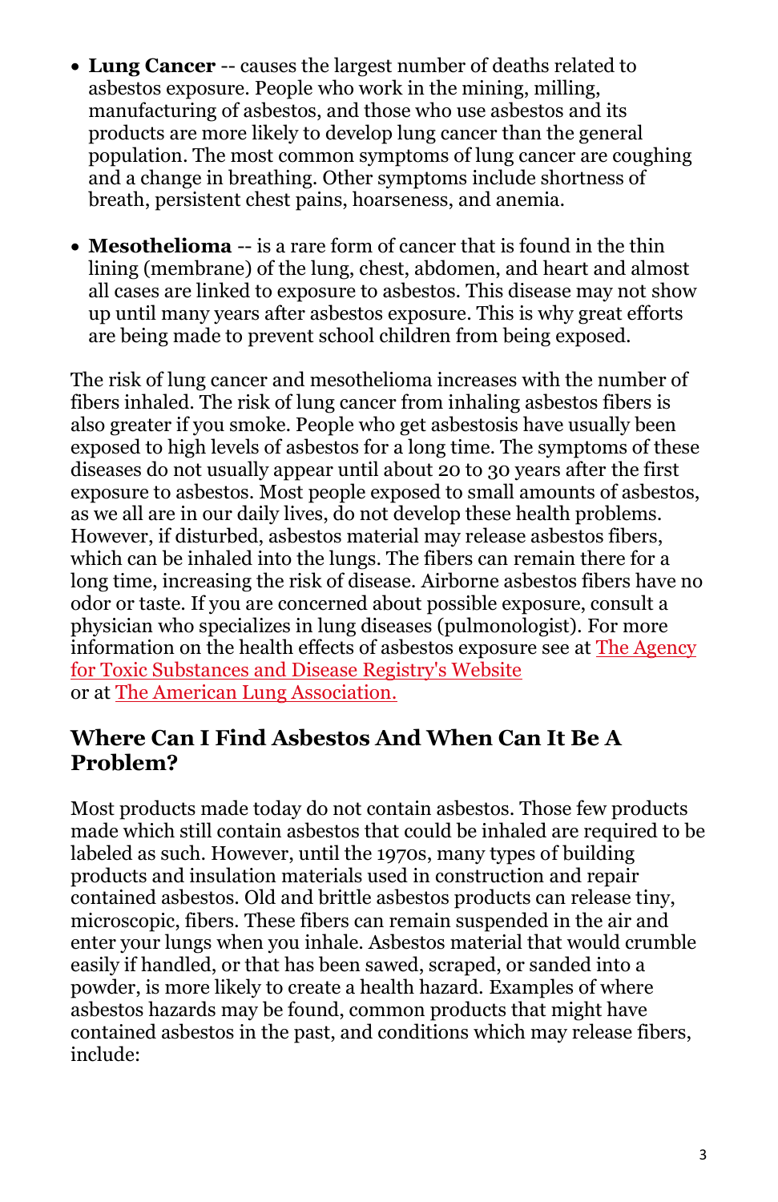- **Lung Cancer** -- causes the largest number of deaths related to asbestos exposure. People who work in the mining, milling, manufacturing of asbestos, and those who use asbestos and its products are more likely to develop lung cancer than the general population. The most common symptoms of lung cancer are coughing and a change in breathing. Other symptoms include shortness of breath, persistent chest pains, hoarseness, and anemia.

- **Mesothelioma** -- is a rare form of cancer that is found in the thin lining (membrane) of the lung, chest, abdomen, and heart and almost all cases are linked to exposure to asbestos. This disease may not show up until many years after asbestos exposure. This is why great efforts are being made to prevent school children from being exposed.

The risk of lung cancer and mesothelioma increases with the number of fibers inhaled. The risk of lung cancer from inhaling asbestos fibers is also greater if you smoke. People who get asbestosis have usually been exposed to high levels of asbestos for a long time. The symptoms of these diseases do not usually appear until about 20 to 30 years after the first exposure to asbestos. Most people exposed to small amounts of asbestos, as we all are in our daily lives, do not develop these health problems. However, if disturbed, asbestos material may release asbestos fibers, which can be inhaled into the lungs. The fibers can remain there for a long time, increasing the risk of disease. Airborne asbestos fibers have no odor or taste. If you are concerned about possible exposure, consult a physician who specializes in lung diseases (pulmonologist). For more information on the health effects of asbestos exposure see at The Agency for Toxic Substances and Disease Registry's Website or at The American Lung Association.

## Where Can I Find Asbestos And When Can It Be A Problem?

Most products made today do not contain asbestos. Those few products made which still contain asbestos that could be inhaled are required to be labeled as such. However, until the 1970s, many types of building products and insulation materials used in construction and repair contained asbestos. Old and brittle asbestos products can release tiny, microscopic, fibers. These fibers can remain suspended in the air and enter your lungs when you inhale. Asbestos material that would crumble easily if handled, or that has been sawed, scraped, or sanded into a powder, is more likely to create a health hazard. Examples of where asbestos hazards may be found, common products that might have contained asbestos in the past, and conditions which may release fibers, include: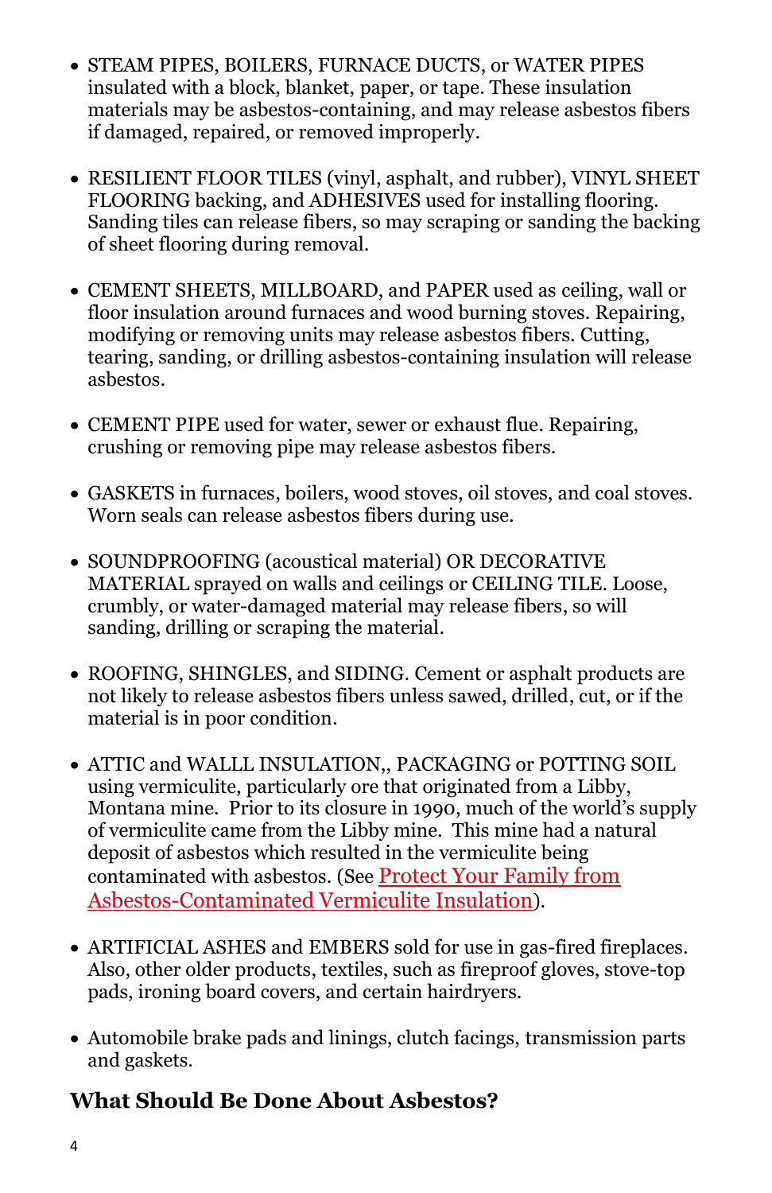- STEAM PIPES, BOILERS, FURNACE DUCTS, or WATER PIPES insulated with a block, blanket, paper, or tape. These insulation materials may be asbestos-containing, and may release asbestos fibers if damaged, repaired, or removed improperly.

- RESILIENT FLOOR TILES (vinyl, asphalt, and rubber), VINYL SHEET FLOORING backing, and ADHESIVES used for installing flooring. Sanding tiles can release fibers, so may scraping or sanding the backing of sheet flooring during removal.

- CEMENT SHEETS, MILLBOARD, and PAPER used as ceiling, wall or floor insulation around furnaces and wood burning stoves. Repairing, modifying or removing units may release asbestos fibers. Cutting, tearing, sanding, or drilling asbestos-containing insulation will release asbestos.

- CEMENT PIPE used for water, sewer or exhaust flue. Repairing, crushing or removing pipe may release asbestos fibers.

- GASKETS in furnaces, boilers, wood stoves, oil stoves, and coal stoves. Worn seals can release asbestos fibers during use.

- SOUNDPROOFING (acoustical material) OR DECORATIVE MATERIAL sprayed on walls and ceilings or CEILING TILE. Loose, crumbly, or water-damaged material may release fibers, so will sanding, drilling or scraping the material.

- ROOFING, SHINGLES, and SIDING. Cement or asphalt products are not likely to release asbestos fibers unless sawed, drilled, cut, or if the material is in poor condition.

- ATTIC and WALLL INSULATION,, PACKAGING or POTTING SOIL using vermiculite, particularly ore that originated from a Libby, Montana mine. Prior to its closure in 1990, much of the world's supply of vermiculite came from the Libby mine. This mine had a natural deposit of asbestos which resulted in the vermiculite being contaminated with asbestos. (See Protect Your Family from Asbestos-Contaminated Vermiculite Insulation).

- ARTIFICIAL ASHES and EMBERS sold for use in gas-fired fireplaces. Also, other older products, textiles, such as fireproof gloves, stove-top pads, ironing board covers, and certain hairdryers.

- Automobile brake pads and linings, clutch facings, transmission parts and gaskets.

## What Should Be Done About Asbestos?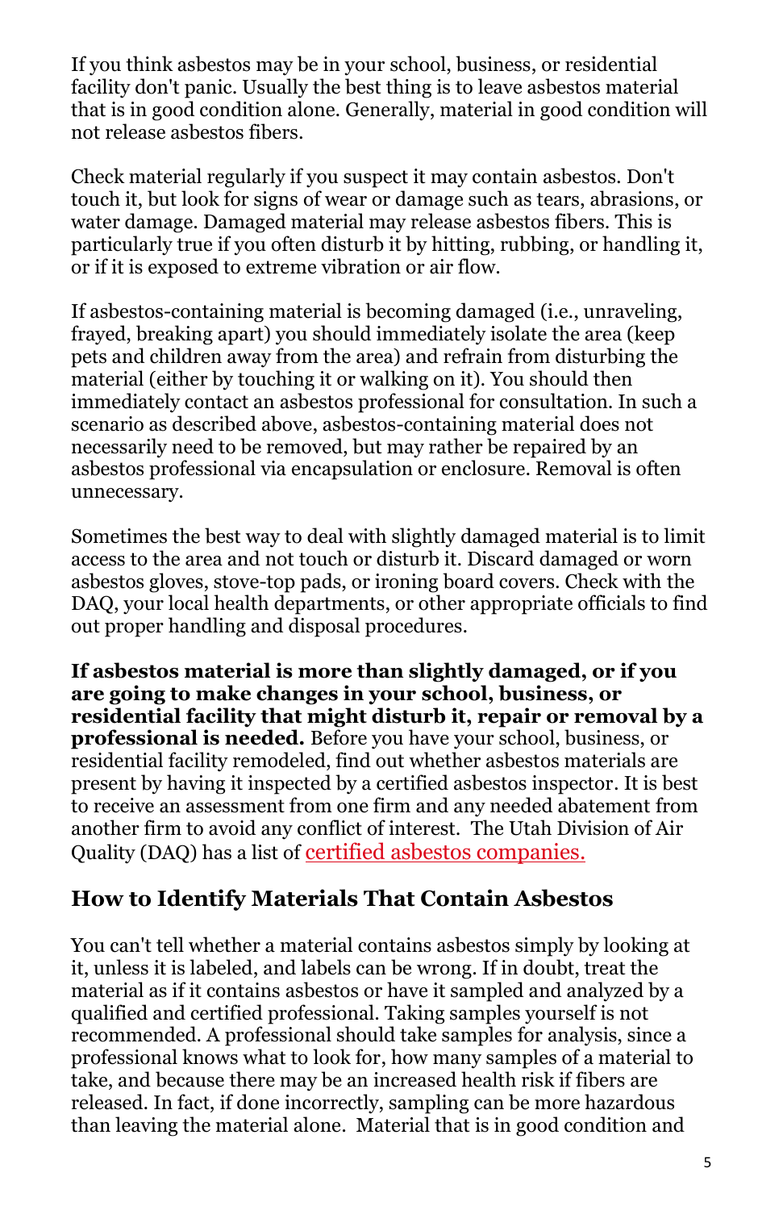If you think asbestos may be in your school, business, or residential facility don't panic. Usually the best thing is to leave asbestos material that is in good condition alone. Generally, material in good condition will not release asbestos fibers.

Check material regularly if you suspect it may contain asbestos. Don't touch it, but look for signs of wear or damage such as tears, abrasions, or water damage. Damaged material may release asbestos fibers. This is particularly true if you often disturb it by hitting, rubbing, or handling it, or if it is exposed to extreme vibration or air flow.

If asbestos-containing material is becoming damaged (i.e., unraveling, frayed, breaking apart) you should immediately isolate the area (keep pets and children away from the area) and refrain from disturbing the material (either by touching it or walking on it). You should then immediately contact an asbestos professional for consultation. In such a scenario as described above, asbestos-containing material does not necessarily need to be removed, but may rather be repaired by an asbestos professional via encapsulation or enclosure. Removal is often unnecessary.

Sometimes the best way to deal with slightly damaged material is to limit access to the area and not touch or disturb it. Discard damaged or worn asbestos gloves, stove-top pads, or ironing board covers. Check with the DAQ, your local health departments, or other appropriate officials to find out proper handling and disposal procedures.

**If asbestos material is more than slightly damaged, or if you are going to make changes in your school, business, or residential facility that might disturb it, repair or removal by a professional is needed.** Before you have your school, business, or residential facility remodeled, find out whether asbestos materials are present by having it inspected by a certified asbestos inspector. It is best to receive an assessment from one firm and any needed abatement from another firm to avoid any conflict of interest. The Utah Division of Air Quality (DAQ) has a list of certified asbestos companies.

## How to Identify Materials That Contain Asbestos

You can't tell whether a material contains asbestos simply by looking at it, unless it is labeled, and labels can be wrong. If in doubt, treat the material as if it contains asbestos or have it sampled and analyzed by a qualified and certified professional. Taking samples yourself is not recommended. A professional should take samples for analysis, since a professional knows what to look for, how many samples of a material to take, and because there may be an increased health risk if fibers are released. In fact, if done incorrectly, sampling can be more hazardous than leaving the material alone. Material that is in good condition and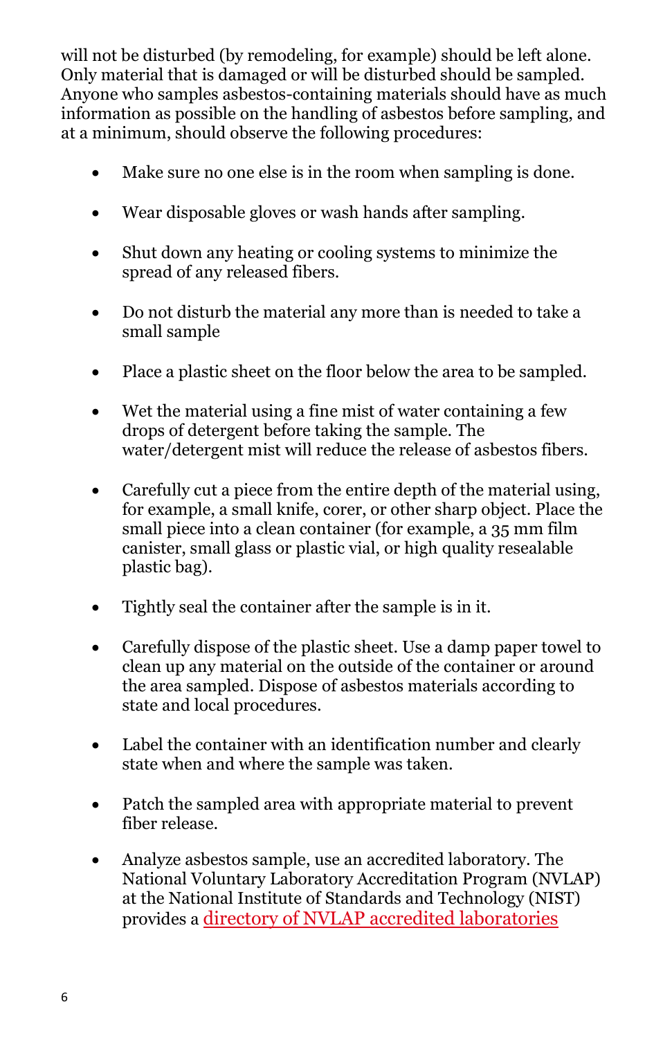will not be disturbed (by remodeling, for example) should be left alone. Only material that is damaged or will be disturbed should be sampled. Anyone who samples asbestos-containing materials should have as much information as possible on the handling of asbestos before sampling, and at a minimum, should observe the following procedures:

- Make sure no one else is in the room when sampling is done.
- Wear disposable gloves or wash hands after sampling.
- Shut down any heating or cooling systems to minimize the spread of any released fibers.
- Do not disturb the material any more than is needed to take a small sample
- Place a plastic sheet on the floor below the area to be sampled.
- Wet the material using a fine mist of water containing a few drops of detergent before taking the sample. The water/detergent mist will reduce the release of asbestos fibers.
- Carefully cut a piece from the entire depth of the material using, for example, a small knife, corer, or other sharp object. Place the small piece into a clean container (for example, a 35 mm film canister, small glass or plastic vial, or high quality resealable plastic bag).
- Tightly seal the container after the sample is in it.
- Carefully dispose of the plastic sheet. Use a damp paper towel to clean up any material on the outside of the container or around the area sampled. Dispose of asbestos materials according to state and local procedures.
- Label the container with an identification number and clearly state when and where the sample was taken.
- Patch the sampled area with appropriate material to prevent fiber release.
- Analyze asbestos sample, use an accredited laboratory. The National Voluntary Laboratory Accreditation Program (NVLAP) at the National Institute of Standards and Technology (NIST) provides a directory of NVLAP accredited laboratories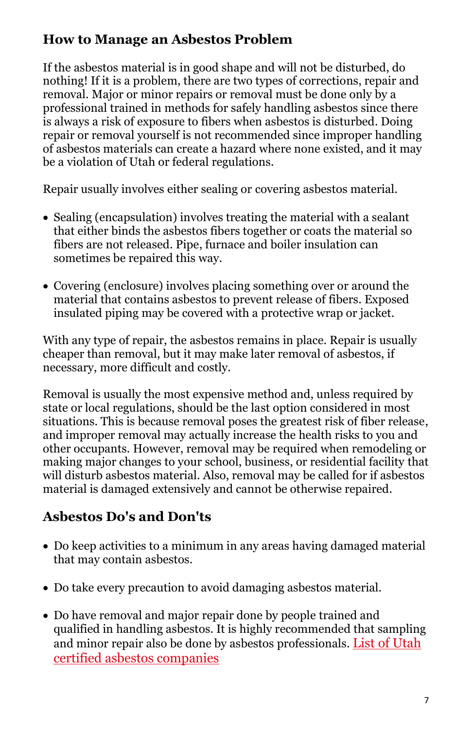## How to Manage an Asbestos Problem

If the asbestos material is in good shape and will not be disturbed, do nothing! If it is a problem, there are two types of corrections, repair and removal. Major or minor repairs or removal must be done only by a professional trained in methods for safely handling asbestos since there is always a risk of exposure to fibers when asbestos is disturbed. Doing repair or removal yourself is not recommended since improper handling of asbestos materials can create a hazard where none existed, and it may be a violation of Utah or federal regulations.

Repair usually involves either sealing or covering asbestos material.

- Sealing (encapsulation) involves treating the material with a sealant that either binds the asbestos fibers together or coats the material so fibers are not released. Pipe, furnace and boiler insulation can sometimes be repaired this way.

- Covering (enclosure) involves placing something over or around the material that contains asbestos to prevent release of fibers. Exposed insulated piping may be covered with a protective wrap or jacket.

With any type of repair, the asbestos remains in place. Repair is usually cheaper than removal, but it may make later removal of asbestos, if necessary, more difficult and costly.

Removal is usually the most expensive method and, unless required by state or local regulations, should be the last option considered in most situations. This is because removal poses the greatest risk of fiber release, and improper removal may actually increase the health risks to you and other occupants. However, removal may be required when remodeling or making major changes to your school, business, or residential facility that will disturb asbestos material. Also, removal may be called for if asbestos material is damaged extensively and cannot be otherwise repaired.

## Asbestos Do's and Don'ts

- Do keep activities to a minimum in any areas having damaged material that may contain asbestos.

- Do take every precaution to avoid damaging asbestos material.

- Do have removal and major repair done by people trained and qualified in handling asbestos. It is highly recommended that sampling and minor repair also be done by asbestos professionals. List of Utah certified asbestos companies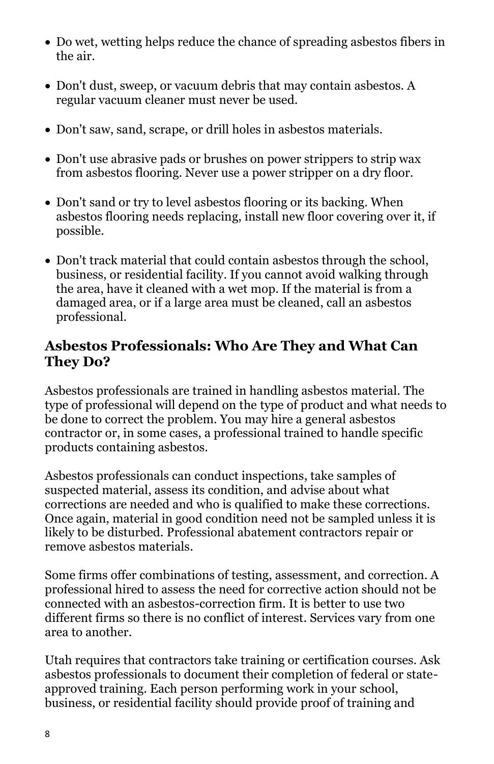- Do wet, wetting helps reduce the chance of spreading asbestos fibers in the air.
- Don't dust, sweep, or vacuum debris that may contain asbestos. A regular vacuum cleaner must never be used.
- Don't saw, sand, scrape, or drill holes in asbestos materials.
- Don't use abrasive pads or brushes on power strippers to strip wax from asbestos flooring. Never use a power stripper on a dry floor.
- Don't sand or try to level asbestos flooring or its backing. When asbestos flooring needs replacing, install new floor covering over it, if possible.
- Don't track material that could contain asbestos through the school, business, or residential facility. If you cannot avoid walking through the area, have it cleaned with a wet mop. If the material is from a damaged area, or if a large area must be cleaned, call an asbestos professional.

## Asbestos Professionals: Who Are They and What Can They Do?

Asbestos professionals are trained in handling asbestos material. The type of professional will depend on the type of product and what needs to be done to correct the problem. You may hire a general asbestos contractor or, in some cases, a professional trained to handle specific products containing asbestos.

Asbestos professionals can conduct inspections, take samples of suspected material, assess its condition, and advise about what corrections are needed and who is qualified to make these corrections. Once again, material in good condition need not be sampled unless it is likely to be disturbed. Professional abatement contractors repair or remove asbestos materials.

Some firms offer combinations of testing, assessment, and correction. A professional hired to assess the need for corrective action should not be connected with an asbestos-correction firm. It is better to use two different firms so there is no conflict of interest. Services vary from one area to another.

Utah requires that contractors take training or certification courses. Ask asbestos professionals to document their completion of federal or state-approved training. Each person performing work in your school, business, or residential facility should provide proof of training and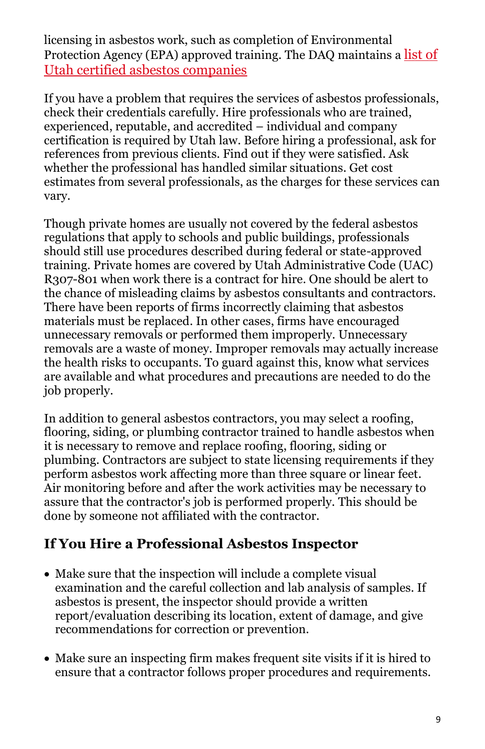licensing in asbestos work, such as completion of Environmental Protection Agency (EPA) approved training. The DAQ maintains a list of Utah certified asbestos companies

If you have a problem that requires the services of asbestos professionals, check their credentials carefully. Hire professionals who are trained, experienced, reputable, and accredited – individual and company certification is required by Utah law. Before hiring a professional, ask for references from previous clients. Find out if they were satisfied. Ask whether the professional has handled similar situations. Get cost estimates from several professionals, as the charges for these services can vary.

Though private homes are usually not covered by the federal asbestos regulations that apply to schools and public buildings, professionals should still use procedures described during federal or state-approved training. Private homes are covered by Utah Administrative Code (UAC) R307-801 when work there is a contract for hire. One should be alert to the chance of misleading claims by asbestos consultants and contractors. There have been reports of firms incorrectly claiming that asbestos materials must be replaced. In other cases, firms have encouraged unnecessary removals or performed them improperly. Unnecessary removals are a waste of money. Improper removals may actually increase the health risks to occupants. To guard against this, know what services are available and what procedures and precautions are needed to do the job properly.

In addition to general asbestos contractors, you may select a roofing, flooring, siding, or plumbing contractor trained to handle asbestos when it is necessary to remove and replace roofing, flooring, siding or plumbing. Contractors are subject to state licensing requirements if they perform asbestos work affecting more than three square or linear feet. Air monitoring before and after the work activities may be necessary to assure that the contractor's job is performed properly. This should be done by someone not affiliated with the contractor.

## If You Hire a Professional Asbestos Inspector

- Make sure that the inspection will include a complete visual examination and the careful collection and lab analysis of samples. If asbestos is present, the inspector should provide a written report/evaluation describing its location, extent of damage, and give recommendations for correction or prevention.
- Make sure an inspecting firm makes frequent site visits if it is hired to ensure that a contractor follows proper procedures and requirements.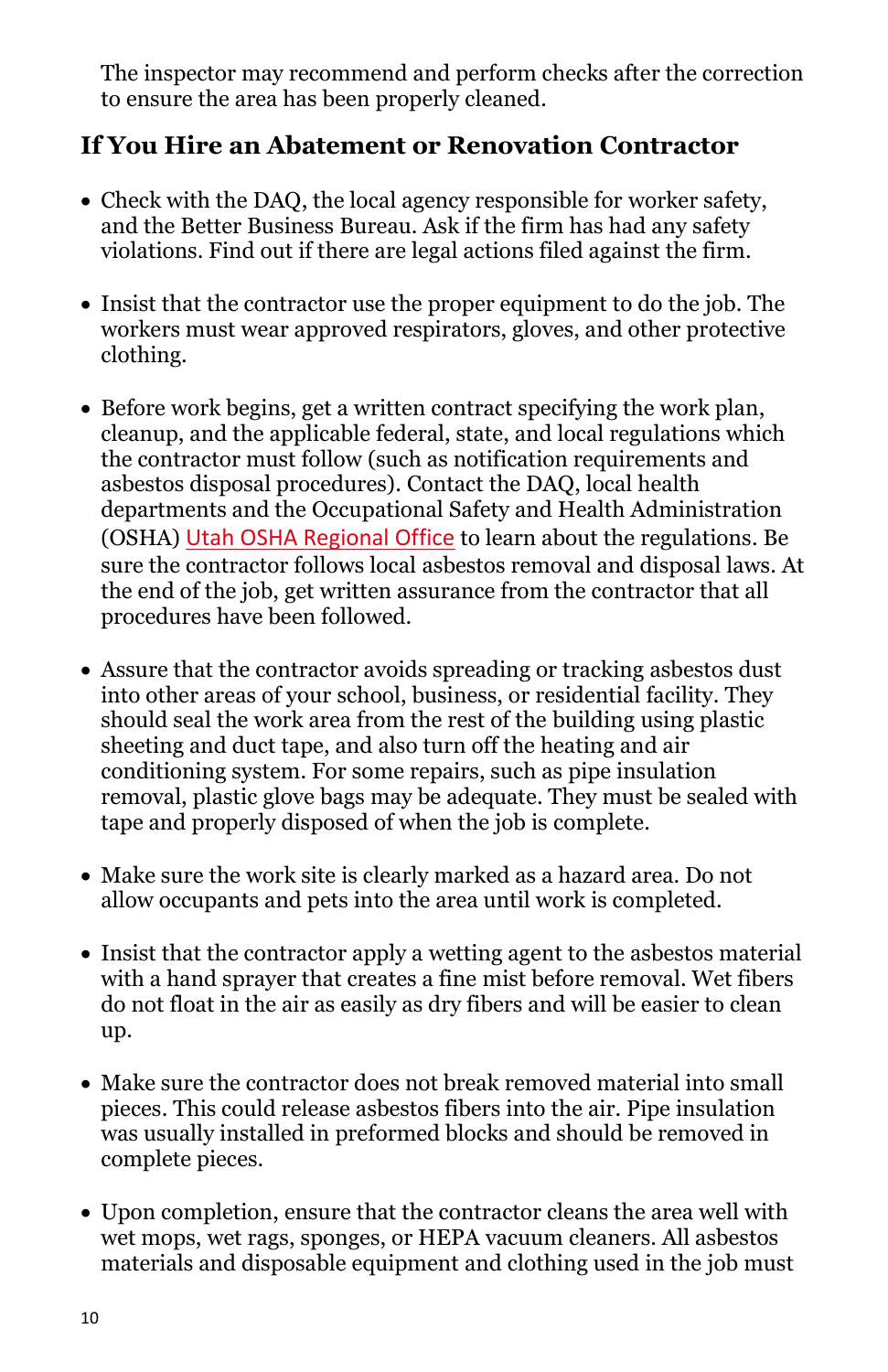The inspector may recommend and perform checks after the correction to ensure the area has been properly cleaned.

## If You Hire an Abatement or Renovation Contractor

- Check with the DAQ, the local agency responsible for worker safety, and the Better Business Bureau. Ask if the firm has had any safety violations. Find out if there are legal actions filed against the firm.

- Insist that the contractor use the proper equipment to do the job. The workers must wear approved respirators, gloves, and other protective clothing.

- Before work begins, get a written contract specifying the work plan, cleanup, and the applicable federal, state, and local regulations which the contractor must follow (such as notification requirements and asbestos disposal procedures). Contact the DAQ, local health departments and the Occupational Safety and Health Administration (OSHA) Utah OSHA Regional Office to learn about the regulations. Be sure the contractor follows local asbestos removal and disposal laws. At the end of the job, get written assurance from the contractor that all procedures have been followed.

- Assure that the contractor avoids spreading or tracking asbestos dust into other areas of your school, business, or residential facility. They should seal the work area from the rest of the building using plastic sheeting and duct tape, and also turn off the heating and air conditioning system. For some repairs, such as pipe insulation removal, plastic glove bags may be adequate. They must be sealed with tape and properly disposed of when the job is complete.

- Make sure the work site is clearly marked as a hazard area. Do not allow occupants and pets into the area until work is completed.

- Insist that the contractor apply a wetting agent to the asbestos material with a hand sprayer that creates a fine mist before removal. Wet fibers do not float in the air as easily as dry fibers and will be easier to clean up.

- Make sure the contractor does not break removed material into small pieces. This could release asbestos fibers into the air. Pipe insulation was usually installed in preformed blocks and should be removed in complete pieces.

- Upon completion, ensure that the contractor cleans the area well with wet mops, wet rags, sponges, or HEPA vacuum cleaners. All asbestos materials and disposable equipment and clothing used in the job must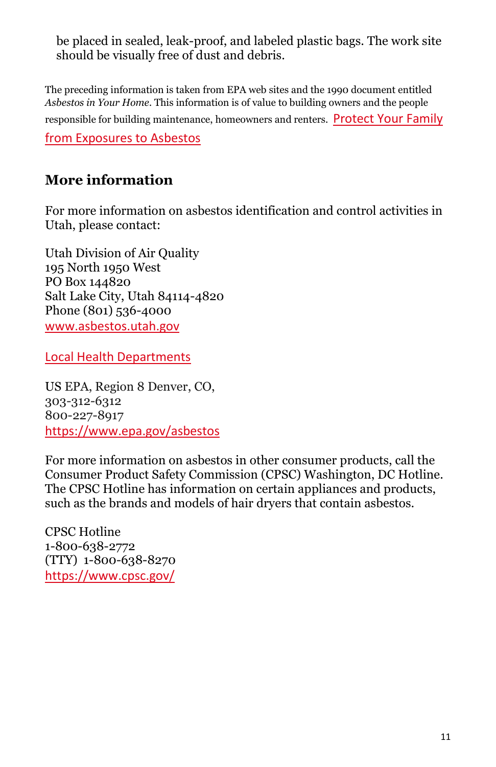be placed in sealed, leak-proof, and labeled plastic bags. The work site should be visually free of dust and debris.

The preceding information is taken from EPA web sites and the 1990 document entitled *Asbestos in Your Home*. This information is of value to building owners and the people responsible for building maintenance, homeowners and renters. Protect Your Family from Exposures to Asbestos

## More information

For more information on asbestos identification and control activities in Utah, please contact:

Utah Division of Air Quality
195 North 1950 West
PO Box 144820
Salt Lake City, Utah 84114-4820
Phone (801) 536-4000
www.asbestos.utah.gov

Local Health Departments

US EPA, Region 8 Denver, CO,
303-312-6312
800-227-8917
https://www.epa.gov/asbestos

For more information on asbestos in other consumer products, call the Consumer Product Safety Commission (CPSC) Washington, DC Hotline. The CPSC Hotline has information on certain appliances and products, such as the brands and models of hair dryers that contain asbestos.

CPSC Hotline
1-800-638-2772
(TTY) 1-800-638-8270
https://www.cpsc.gov/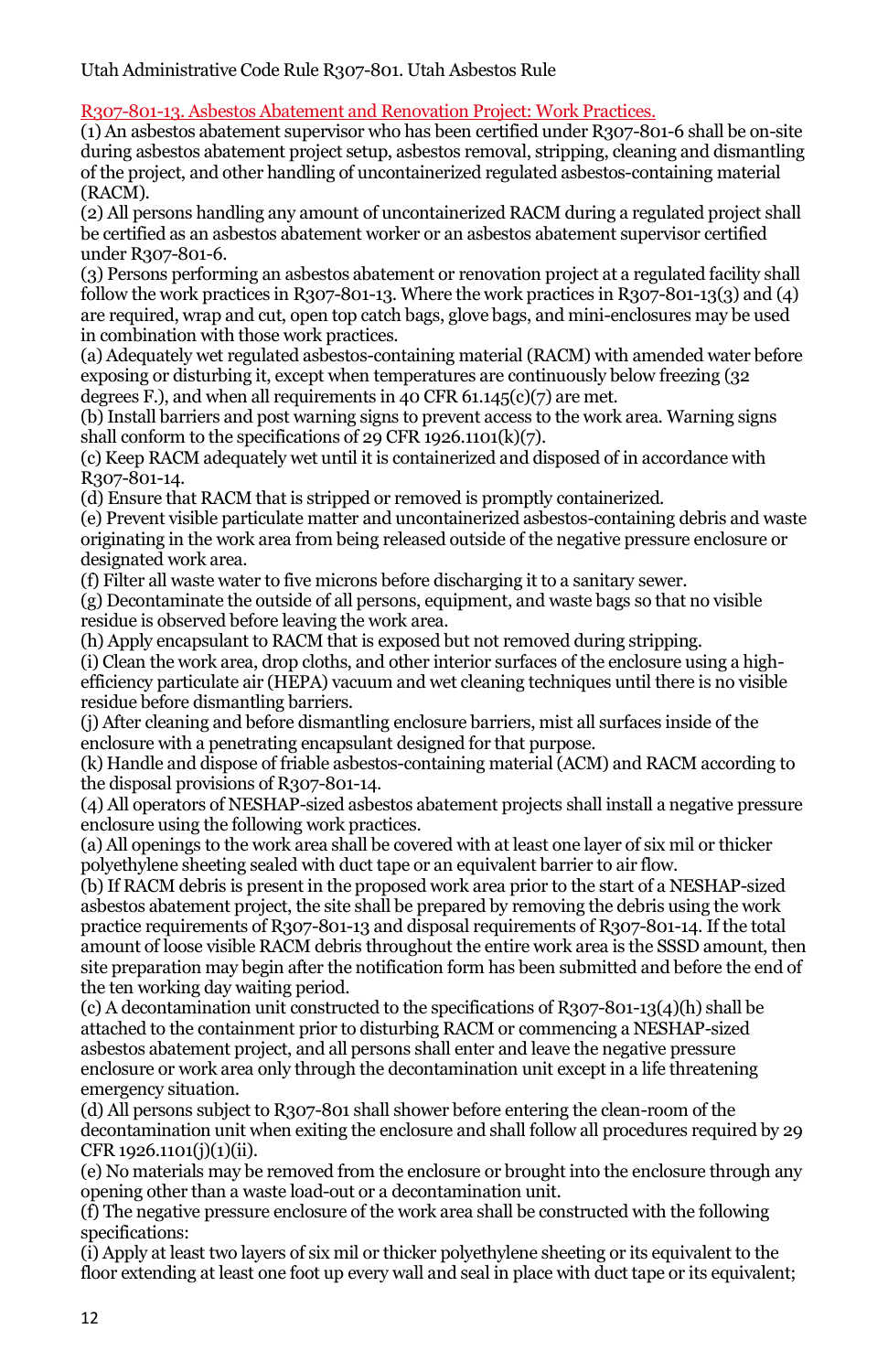Utah Administrative Code Rule R307-801. Utah Asbestos Rule

R307-801-13. Asbestos Abatement and Renovation Project: Work Practices.

(1) An asbestos abatement supervisor who has been certified under R307-801-6 shall be on-site during asbestos abatement project setup, asbestos removal, stripping, cleaning and dismantling of the project, and other handling of uncontainerized regulated asbestos-containing material (RACM).

(2) All persons handling any amount of uncontainerized RACM during a regulated project shall be certified as an asbestos abatement worker or an asbestos abatement supervisor certified under R307-801-6.

(3) Persons performing an asbestos abatement or renovation project at a regulated facility shall follow the work practices in R307-801-13. Where the work practices in R307-801-13(3) and (4) are required, wrap and cut, open top catch bags, glove bags, and mini-enclosures may be used in combination with those work practices.

(a) Adequately wet regulated asbestos-containing material (RACM) with amended water before exposing or disturbing it, except when temperatures are continuously below freezing (32 degrees F.), and when all requirements in 40 CFR 61.145(c)(7) are met.

(b) Install barriers and post warning signs to prevent access to the work area. Warning signs shall conform to the specifications of 29 CFR 1926.1101(k)(7).

(c) Keep RACM adequately wet until it is containerized and disposed of in accordance with R307-801-14.

(d) Ensure that RACM that is stripped or removed is promptly containerized.

(e) Prevent visible particulate matter and uncontainerized asbestos-containing debris and waste originating in the work area from being released outside of the negative pressure enclosure or designated work area.

(f) Filter all waste water to five microns before discharging it to a sanitary sewer.

(g) Decontaminate the outside of all persons, equipment, and waste bags so that no visible residue is observed before leaving the work area.

(h) Apply encapsulant to RACM that is exposed but not removed during stripping.

(i) Clean the work area, drop cloths, and other interior surfaces of the enclosure using a high-efficiency particulate air (HEPA) vacuum and wet cleaning techniques until there is no visible residue before dismantling barriers.

(j) After cleaning and before dismantling enclosure barriers, mist all surfaces inside of the enclosure with a penetrating encapsulant designed for that purpose.

(k) Handle and dispose of friable asbestos-containing material (ACM) and RACM according to the disposal provisions of R307-801-14.

(4) All operators of NESHAP-sized asbestos abatement projects shall install a negative pressure enclosure using the following work practices.

(a) All openings to the work area shall be covered with at least one layer of six mil or thicker polyethylene sheeting sealed with duct tape or an equivalent barrier to air flow.

(b) If RACM debris is present in the proposed work area prior to the start of a NESHAP-sized asbestos abatement project, the site shall be prepared by removing the debris using the work practice requirements of R307-801-13 and disposal requirements of R307-801-14. If the total amount of loose visible RACM debris throughout the entire work area is the SSSD amount, then site preparation may begin after the notification form has been submitted and before the end of the ten working day waiting period.

(c) A decontamination unit constructed to the specifications of R307-801-13(4)(h) shall be attached to the containment prior to disturbing RACM or commencing a NESHAP-sized asbestos abatement project, and all persons shall enter and leave the negative pressure enclosure or work area only through the decontamination unit except in a life threatening emergency situation.

(d) All persons subject to R307-801 shall shower before entering the clean-room of the decontamination unit when exiting the enclosure and shall follow all procedures required by 29 CFR 1926.1101(j)(1)(ii).

(e) No materials may be removed from the enclosure or brought into the enclosure through any opening other than a waste load-out or a decontamination unit.

(f) The negative pressure enclosure of the work area shall be constructed with the following specifications:

(i) Apply at least two layers of six mil or thicker polyethylene sheeting or its equivalent to the floor extending at least one foot up every wall and seal in place with duct tape or its equivalent;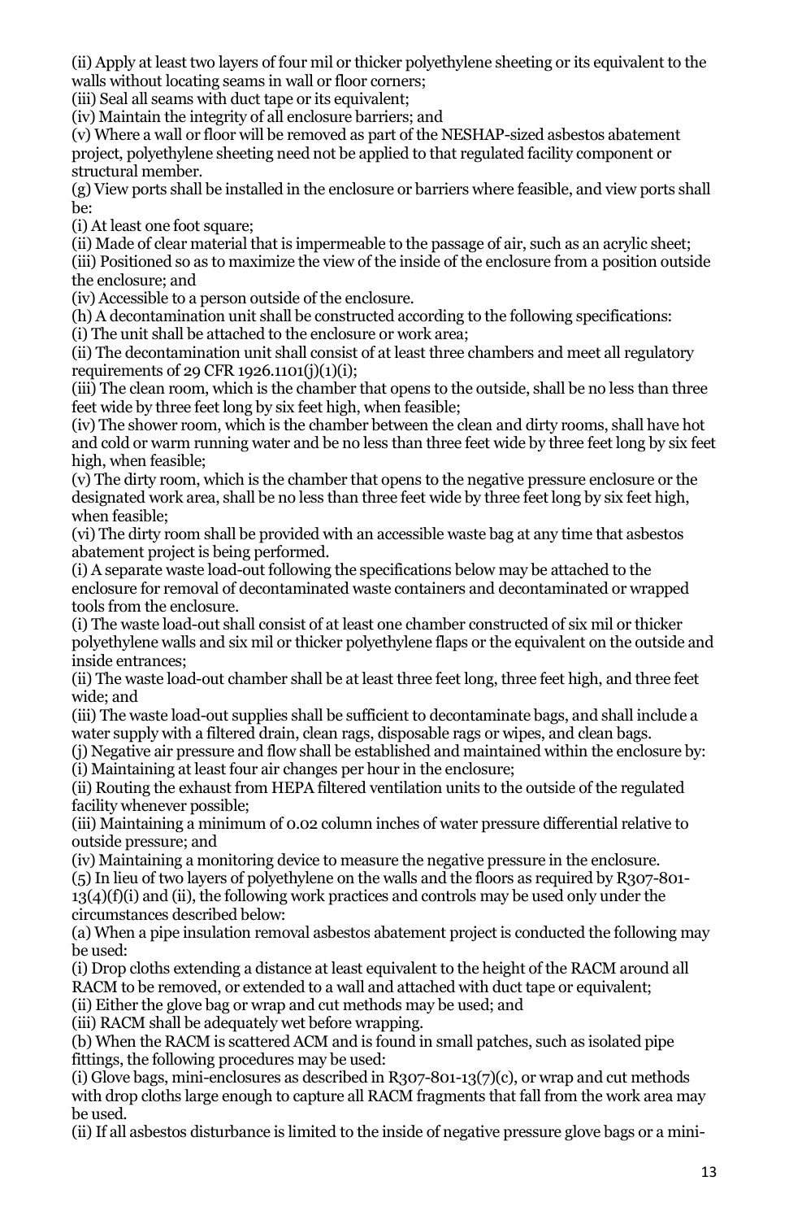(ii) Apply at least two layers of four mil or thicker polyethylene sheeting or its equivalent to the walls without locating seams in wall or floor corners;

(iii) Seal all seams with duct tape or its equivalent;

(iv) Maintain the integrity of all enclosure barriers; and

(v) Where a wall or floor will be removed as part of the NESHAP-sized asbestos abatement project, polyethylene sheeting need not be applied to that regulated facility component or structural member.

(g) View ports shall be installed in the enclosure or barriers where feasible, and view ports shall be:

(i) At least one foot square;

(ii) Made of clear material that is impermeable to the passage of air, such as an acrylic sheet;

(iii) Positioned so as to maximize the view of the inside of the enclosure from a position outside the enclosure; and

(iv) Accessible to a person outside of the enclosure.

(h) A decontamination unit shall be constructed according to the following specifications:

(i) The unit shall be attached to the enclosure or work area;

(ii) The decontamination unit shall consist of at least three chambers and meet all regulatory requirements of 29 CFR 1926.1101(j)(1)(i);

(iii) The clean room, which is the chamber that opens to the outside, shall be no less than three feet wide by three feet long by six feet high, when feasible;

(iv) The shower room, which is the chamber between the clean and dirty rooms, shall have hot and cold or warm running water and be no less than three feet wide by three feet long by six feet high, when feasible;

(v) The dirty room, which is the chamber that opens to the negative pressure enclosure or the designated work area, shall be no less than three feet wide by three feet long by six feet high, when feasible;

(vi) The dirty room shall be provided with an accessible waste bag at any time that asbestos abatement project is being performed.

(i) A separate waste load-out following the specifications below may be attached to the enclosure for removal of decontaminated waste containers and decontaminated or wrapped tools from the enclosure.

(i) The waste load-out shall consist of at least one chamber constructed of six mil or thicker polyethylene walls and six mil or thicker polyethylene flaps or the equivalent on the outside and inside entrances;

(ii) The waste load-out chamber shall be at least three feet long, three feet high, and three feet wide; and

(iii) The waste load-out supplies shall be sufficient to decontaminate bags, and shall include a water supply with a filtered drain, clean rags, disposable rags or wipes, and clean bags.

(j) Negative air pressure and flow shall be established and maintained within the enclosure by:

(i) Maintaining at least four air changes per hour in the enclosure;

(ii) Routing the exhaust from HEPA filtered ventilation units to the outside of the regulated facility whenever possible;

(iii) Maintaining a minimum of 0.02 column inches of water pressure differential relative to outside pressure; and

(iv) Maintaining a monitoring device to measure the negative pressure in the enclosure.

(5) In lieu of two layers of polyethylene on the walls and the floors as required by R307-801-13(4)(f)(i) and (ii), the following work practices and controls may be used only under the circumstances described below:

(a) When a pipe insulation removal asbestos abatement project is conducted the following may be used:

(i) Drop cloths extending a distance at least equivalent to the height of the RACM around all RACM to be removed, or extended to a wall and attached with duct tape or equivalent;

(ii) Either the glove bag or wrap and cut methods may be used; and

(iii) RACM shall be adequately wet before wrapping.

(b) When the RACM is scattered ACM and is found in small patches, such as isolated pipe fittings, the following procedures may be used:

(i) Glove bags, mini-enclosures as described in R307-801-13(7)(c), or wrap and cut methods with drop cloths large enough to capture all RACM fragments that fall from the work area may be used.

(ii) If all asbestos disturbance is limited to the inside of negative pressure glove bags or a mini-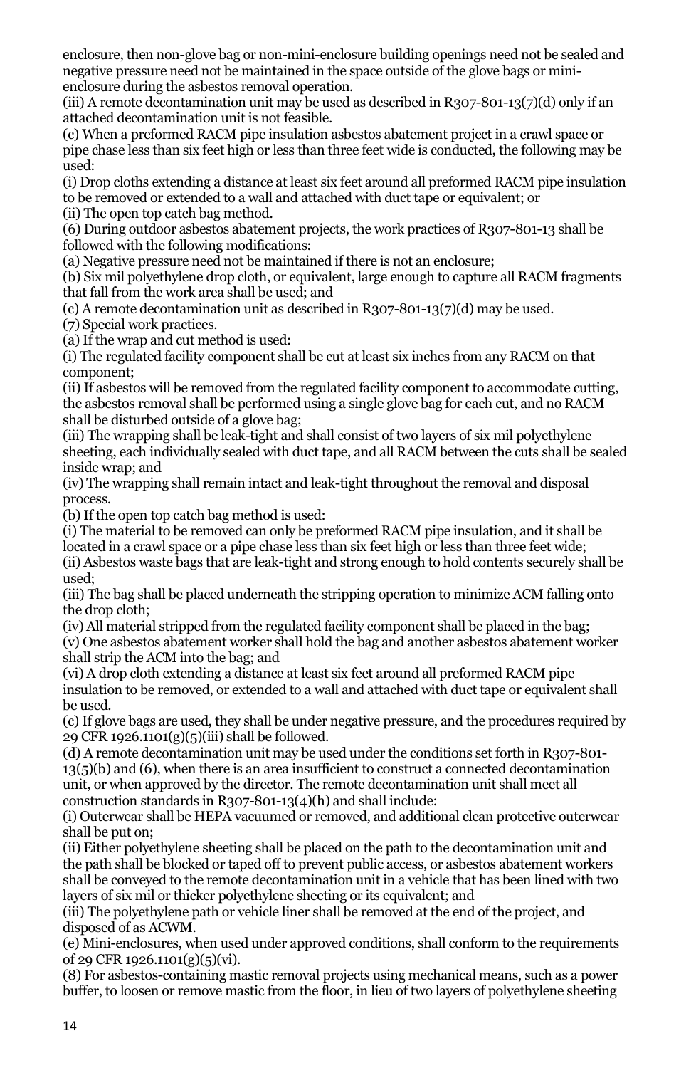enclosure, then non-glove bag or non-mini-enclosure building openings need not be sealed and negative pressure need not be maintained in the space outside of the glove bags or mini-enclosure during the asbestos removal operation.

(iii) A remote decontamination unit may be used as described in R307-801-13(7)(d) only if an attached decontamination unit is not feasible.

(c) When a preformed RACM pipe insulation asbestos abatement project in a crawl space or pipe chase less than six feet high or less than three feet wide is conducted, the following may be used:

(i) Drop cloths extending a distance at least six feet around all preformed RACM pipe insulation to be removed or extended to a wall and attached with duct tape or equivalent; or

(ii) The open top catch bag method.

(6) During outdoor asbestos abatement projects, the work practices of R307-801-13 shall be followed with the following modifications:

(a) Negative pressure need not be maintained if there is not an enclosure;

(b) Six mil polyethylene drop cloth, or equivalent, large enough to capture all RACM fragments that fall from the work area shall be used; and

(c) A remote decontamination unit as described in R307-801-13(7)(d) may be used.

(7) Special work practices.

(a) If the wrap and cut method is used:

(i) The regulated facility component shall be cut at least six inches from any RACM on that component;

(ii) If asbestos will be removed from the regulated facility component to accommodate cutting, the asbestos removal shall be performed using a single glove bag for each cut, and no RACM shall be disturbed outside of a glove bag;

(iii) The wrapping shall be leak-tight and shall consist of two layers of six mil polyethylene sheeting, each individually sealed with duct tape, and all RACM between the cuts shall be sealed inside wrap; and

(iv) The wrapping shall remain intact and leak-tight throughout the removal and disposal process.

(b) If the open top catch bag method is used:

(i) The material to be removed can only be preformed RACM pipe insulation, and it shall be located in a crawl space or a pipe chase less than six feet high or less than three feet wide;

(ii) Asbestos waste bags that are leak-tight and strong enough to hold contents securely shall be used;

(iii) The bag shall be placed underneath the stripping operation to minimize ACM falling onto the drop cloth;

(iv) All material stripped from the regulated facility component shall be placed in the bag;

(v) One asbestos abatement worker shall hold the bag and another asbestos abatement worker shall strip the ACM into the bag; and

(vi) A drop cloth extending a distance at least six feet around all preformed RACM pipe insulation to be removed, or extended to a wall and attached with duct tape or equivalent shall be used.

(c) If glove bags are used, they shall be under negative pressure, and the procedures required by 29 CFR 1926.1101(g)(5)(iii) shall be followed.

(d) A remote decontamination unit may be used under the conditions set forth in R307-801-13(5)(b) and (6), when there is an area insufficient to construct a connected decontamination unit, or when approved by the director. The remote decontamination unit shall meet all construction standards in R307-801-13(4)(h) and shall include:

(i) Outerwear shall be HEPA vacuumed or removed, and additional clean protective outerwear shall be put on;

(ii) Either polyethylene sheeting shall be placed on the path to the decontamination unit and the path shall be blocked or taped off to prevent public access, or asbestos abatement workers shall be conveyed to the remote decontamination unit in a vehicle that has been lined with two layers of six mil or thicker polyethylene sheeting or its equivalent; and

(iii) The polyethylene path or vehicle liner shall be removed at the end of the project, and disposed of as ACWM.

(e) Mini-enclosures, when used under approved conditions, shall conform to the requirements of 29 CFR 1926.1101(g)(5)(vi).

(8) For asbestos-containing mastic removal projects using mechanical means, such as a power buffer, to loosen or remove mastic from the floor, in lieu of two layers of polyethylene sheeting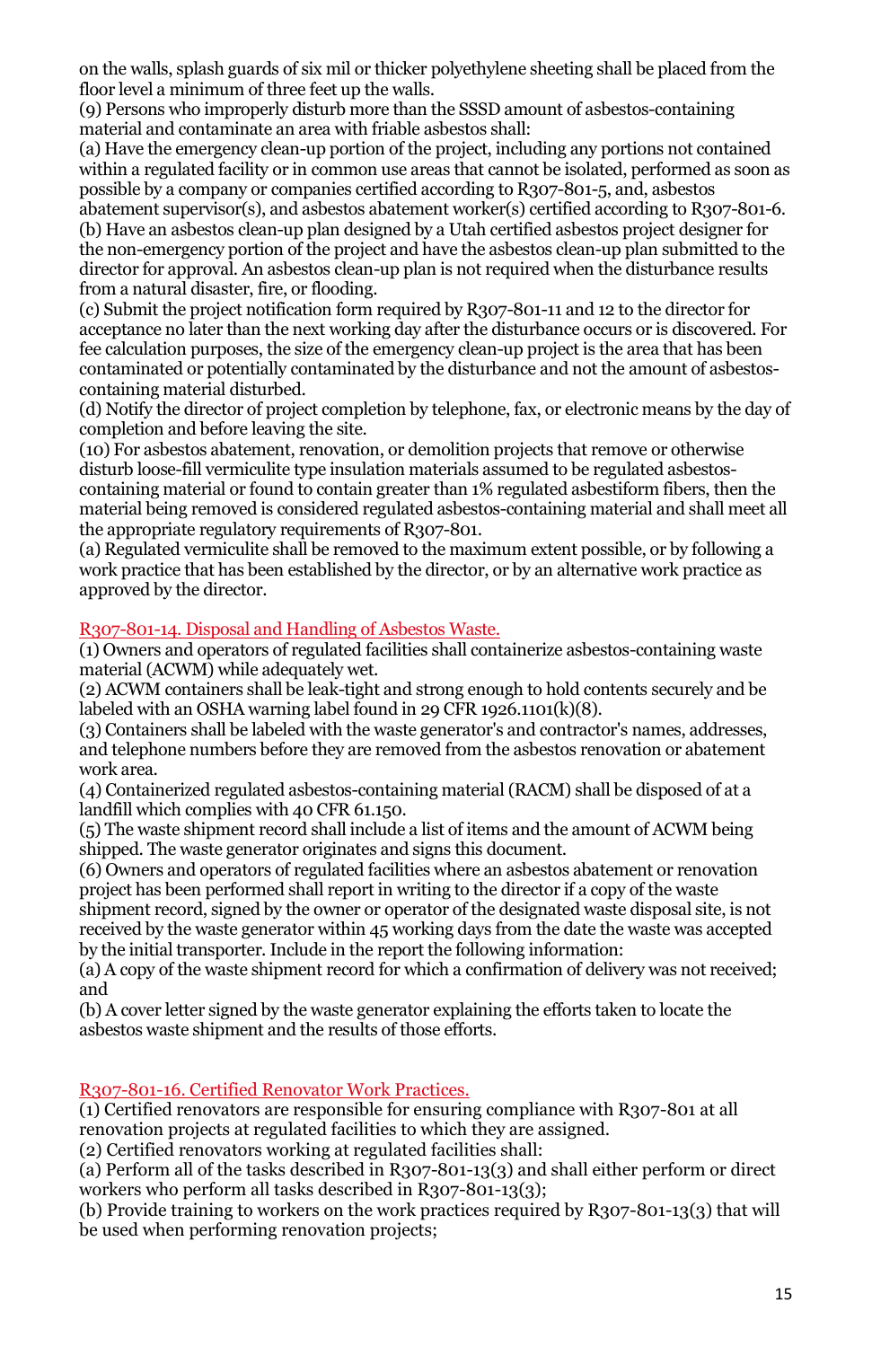on the walls, splash guards of six mil or thicker polyethylene sheeting shall be placed from the floor level a minimum of three feet up the walls.

(9) Persons who improperly disturb more than the SSSD amount of asbestos-containing material and contaminate an area with friable asbestos shall:

(a) Have the emergency clean-up portion of the project, including any portions not contained within a regulated facility or in common use areas that cannot be isolated, performed as soon as possible by a company or companies certified according to R307-801-5, and, asbestos abatement supervisor(s), and asbestos abatement worker(s) certified according to R307-801-6.

(b) Have an asbestos clean-up plan designed by a Utah certified asbestos project designer for the non-emergency portion of the project and have the asbestos clean-up plan submitted to the director for approval. An asbestos clean-up plan is not required when the disturbance results from a natural disaster, fire, or flooding.

(c) Submit the project notification form required by R307-801-11 and 12 to the director for acceptance no later than the next working day after the disturbance occurs or is discovered. For fee calculation purposes, the size of the emergency clean-up project is the area that has been contaminated or potentially contaminated by the disturbance and not the amount of asbestos-containing material disturbed.

(d) Notify the director of project completion by telephone, fax, or electronic means by the day of completion and before leaving the site.

(10) For asbestos abatement, renovation, or demolition projects that remove or otherwise disturb loose-fill vermiculite type insulation materials assumed to be regulated asbestos-containing material or found to contain greater than 1% regulated asbestiform fibers, then the material being removed is considered regulated asbestos-containing material and shall meet all the appropriate regulatory requirements of R307-801.

(a) Regulated vermiculite shall be removed to the maximum extent possible, or by following a work practice that has been established by the director, or by an alternative work practice as approved by the director.

## R307-801-14. Disposal and Handling of Asbestos Waste.

(1) Owners and operators of regulated facilities shall containerize asbestos-containing waste material (ACWM) while adequately wet.

(2) ACWM containers shall be leak-tight and strong enough to hold contents securely and be labeled with an OSHA warning label found in 29 CFR 1926.1101(k)(8).

(3) Containers shall be labeled with the waste generator's and contractor's names, addresses, and telephone numbers before they are removed from the asbestos renovation or abatement work area.

(4) Containerized regulated asbestos-containing material (RACM) shall be disposed of at a landfill which complies with 40 CFR 61.150.

(5) The waste shipment record shall include a list of items and the amount of ACWM being shipped. The waste generator originates and signs this document.

(6) Owners and operators of regulated facilities where an asbestos abatement or renovation project has been performed shall report in writing to the director if a copy of the waste shipment record, signed by the owner or operator of the designated waste disposal site, is not received by the waste generator within 45 working days from the date the waste was accepted by the initial transporter. Include in the report the following information:

(a) A copy of the waste shipment record for which a confirmation of delivery was not received; and

(b) A cover letter signed by the waste generator explaining the efforts taken to locate the asbestos waste shipment and the results of those efforts.

## R307-801-16. Certified Renovator Work Practices.

(1) Certified renovators are responsible for ensuring compliance with R307-801 at all renovation projects at regulated facilities to which they are assigned.

(2) Certified renovators working at regulated facilities shall:

(a) Perform all of the tasks described in R307-801-13(3) and shall either perform or direct workers who perform all tasks described in R307-801-13(3);

(b) Provide training to workers on the work practices required by R307-801-13(3) that will be used when performing renovation projects;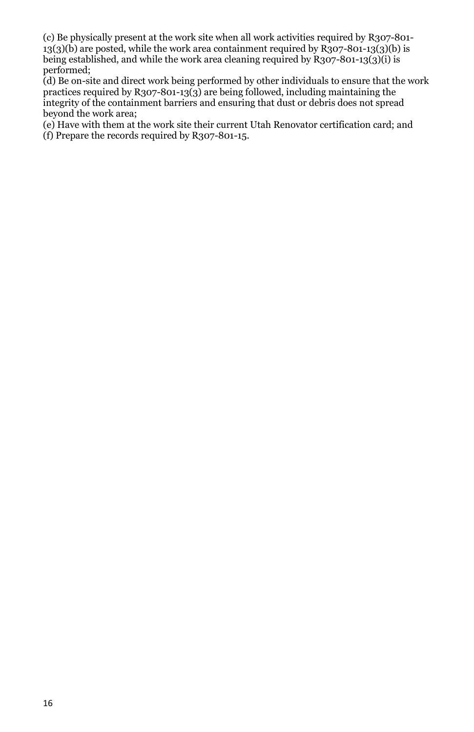(c) Be physically present at the work site when all work activities required by R307-801-13(3)(b) are posted, while the work area containment required by R307-801-13(3)(b) is being established, and while the work area cleaning required by R307-801-13(3)(i) is performed;

(d) Be on-site and direct work being performed by other individuals to ensure that the work practices required by R307-801-13(3) are being followed, including maintaining the integrity of the containment barriers and ensuring that dust or debris does not spread beyond the work area;

(e) Have with them at the work site their current Utah Renovator certification card; and

(f) Prepare the records required by R307-801-15.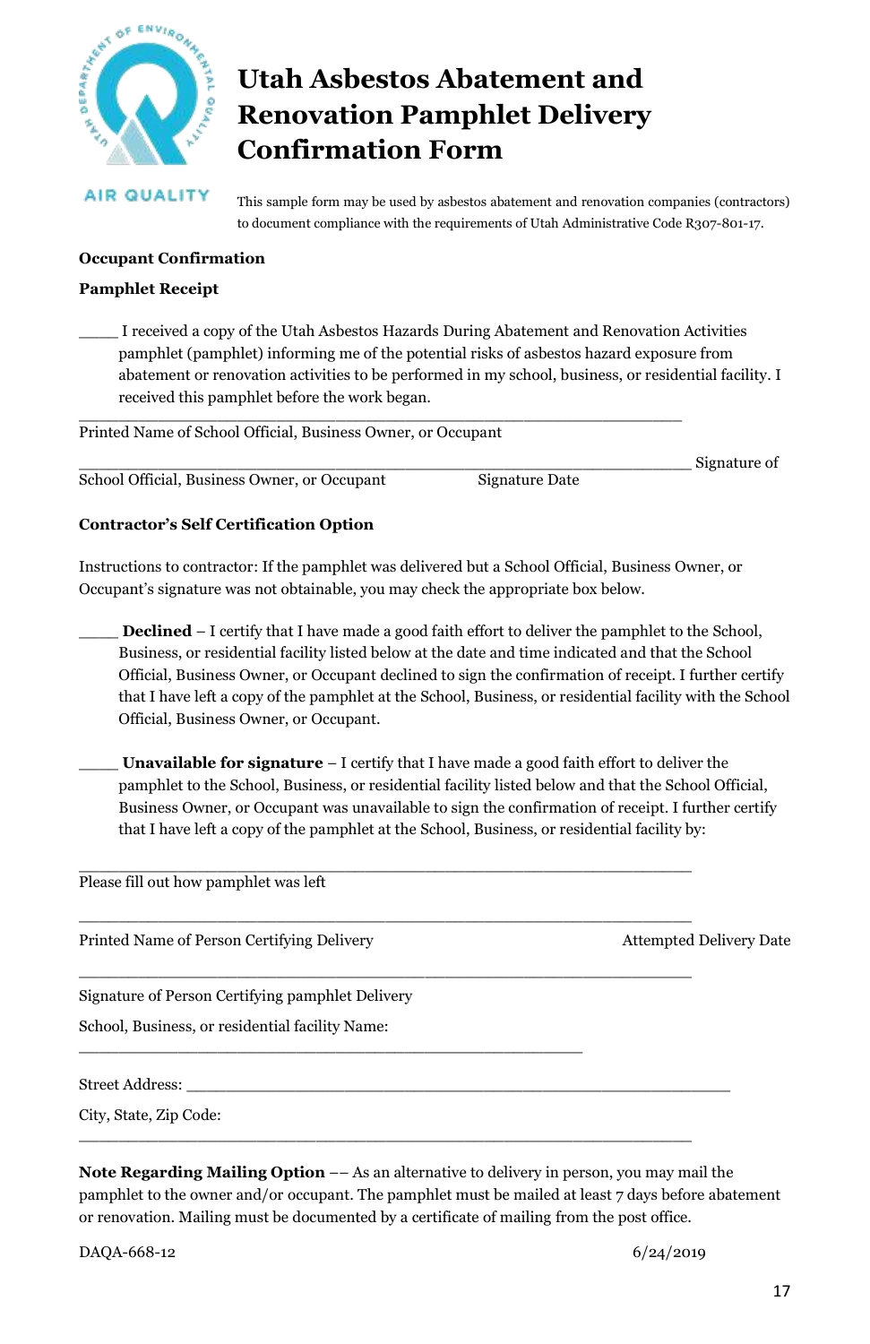AIR QUALITY

# Utah Asbestos Abatement and Renovation Pamphlet Delivery Confirmation Form

This sample form may be used by asbestos abatement and renovation companies (contractors) to document compliance with the requirements of Utah Administrative Code R307-801-17.

**Occupant Confirmation**

**Pamphlet Receipt**

_____ I received a copy of the Utah Asbestos Hazards During Abatement and Renovation Activities pamphlet (pamphlet) informing me of the potential risks of asbestos hazard exposure from abatement or renovation activities to be performed in my school, business, or residential facility. I received this pamphlet before the work began.

________________________________________________________________________

Printed Name of School Official, Business Owner, or Occupant

________________________________________________________________________ Signature of School Official, Business Owner, or Occupant Signature Date

**Contractor's Self Certification Option**

Instructions to contractor: If the pamphlet was delivered but a School Official, Business Owner, or Occupant's signature was not obtainable, you may check the appropriate box below.

_____ **Declined** – I certify that I have made a good faith effort to deliver the pamphlet to the School, Business, or residential facility listed below at the date and time indicated and that the School Official, Business Owner, or Occupant declined to sign the confirmation of receipt. I further certify that I have left a copy of the pamphlet at the School, Business, or residential facility with the School Official, Business Owner, or Occupant.

_____ **Unavailable for signature** – I certify that I have made a good faith effort to deliver the pamphlet to the School, Business, or residential facility listed below and that the School Official, Business Owner, or Occupant was unavailable to sign the confirmation of receipt. I further certify that I have left a copy of the pamphlet at the School, Business, or residential facility by:

________________________________________________________________________

Please fill out how pamphlet was left

________________________________________________________________________

Printed Name of Person Certifying Delivery Attempted Delivery Date

________________________________________________________________________

Signature of Person Certifying pamphlet Delivery

School, Business, or residential facility Name:

___________________________________________________________

Street Address: ________________________________________________________________

City, State, Zip Code:

________________________________________________________________________

**Note Regarding Mailing Option** –– As an alternative to delivery in person, you may mail the pamphlet to the owner and/or occupant. The pamphlet must be mailed at least 7 days before abatement or renovation. Mailing must be documented by a certificate of mailing from the post office.

DAQA-668-12 6/24/2019